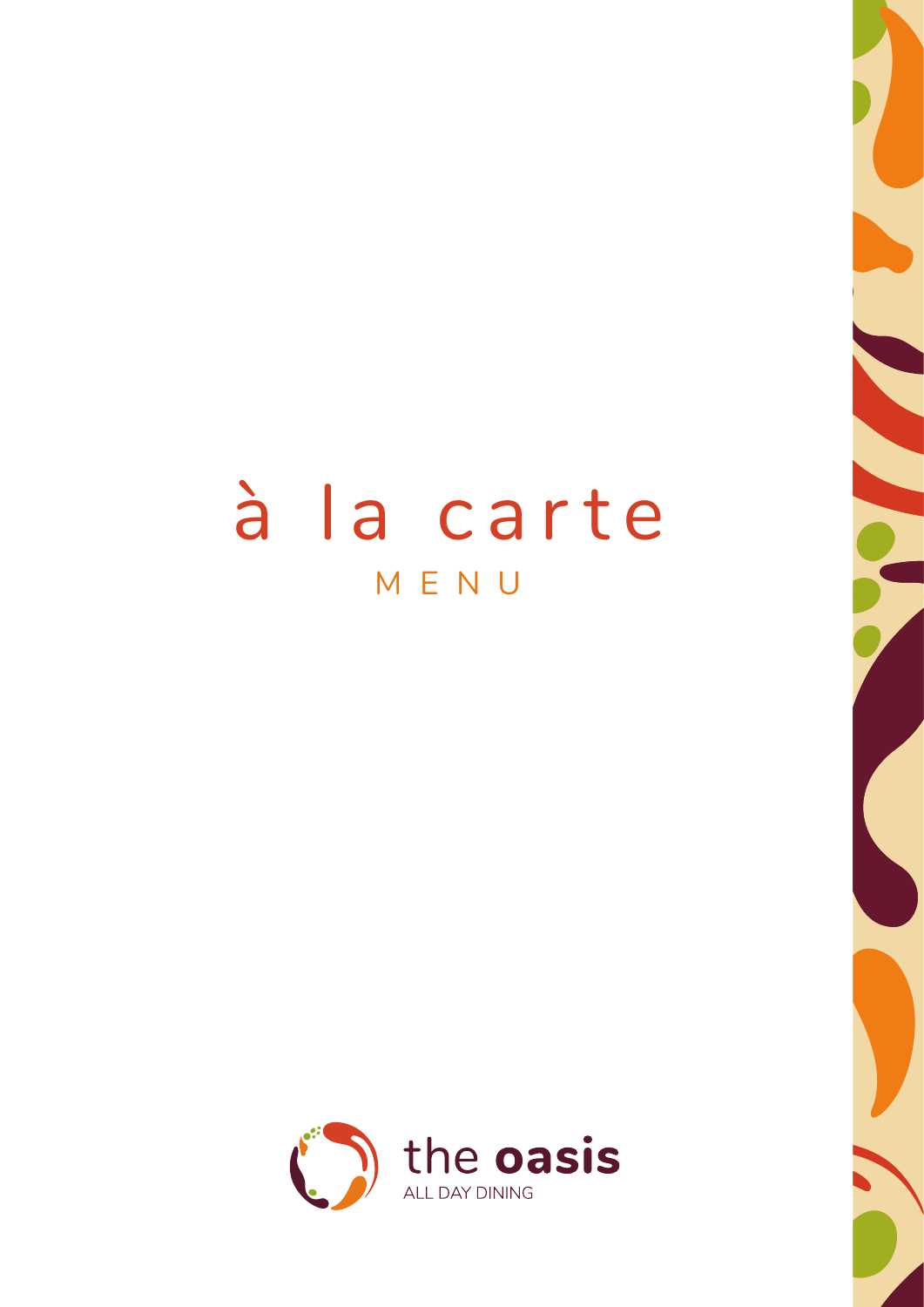# à la carte

## MENU

the **oasis**

ALL DAY DINING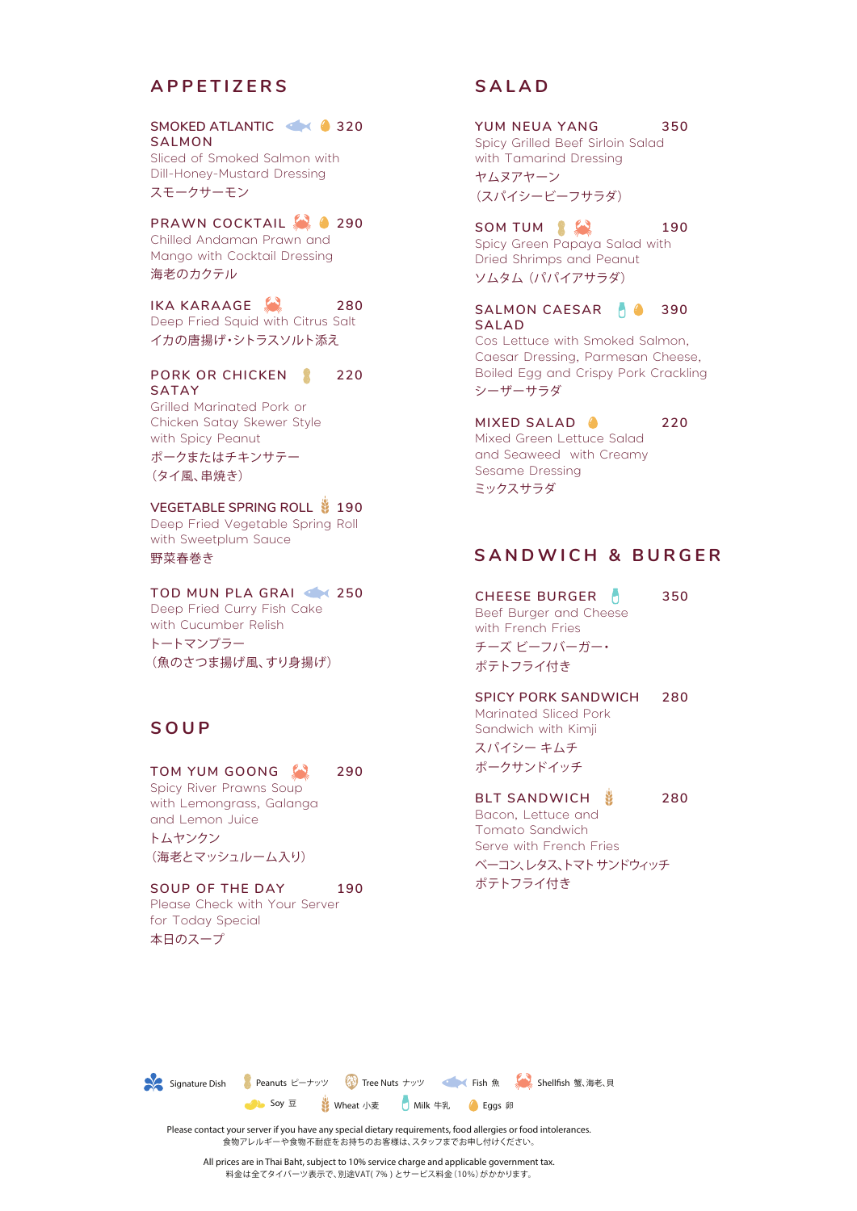## APPETIZERS

**SMOKED ATLANTIC SALMON** — 320
Sliced of Smoked Salmon with Dill-Honey-Mustard Dressing
スモークサーモン

**PRAWN COCKTAIL** — 290
Chilled Andaman Prawn and Mango with Cocktail Dressing
海老のカクテル

**IKA KARAAGE** — 280
Deep Fried Squid with Citrus Salt
イカの唐揚げ・シトラスソルト添え

**PORK OR CHICKEN SATAY** — 220
Grilled Marinated Pork or Chicken Satay Skewer Style with Spicy Peanut
ポークまたはチキンサテー
（タイ風、串焼き）

**VEGETABLE SPRING ROLL** — 190
Deep Fried Vegetable Spring Roll with Sweetplum Sauce
野菜春巻き

**TOD MUN PLA GRAI** — 250
Deep Fried Curry Fish Cake with Cucumber Relish
トートマンプラー
（魚のさつま揚げ風、すり身揚げ）

## SOUP

**TOM YUM GOONG** — 290
Spicy River Prawns Soup with Lemongrass, Galanga and Lemon Juice
トムヤンクン
（海老とマッシュルーム入り）

**SOUP OF THE DAY** — 190
Please Check with Your Server for Today Special
本日のスープ

## SALAD

**YUM NEUA YANG** — 350
Spicy Grilled Beef Sirloin Salad with Tamarind Dressing
ヤムヌアヤーン
（スパイシービーフサラダ）

**SOM TUM** — 190
Spicy Green Papaya Salad with Dried Shrimps and Peanut
ソムタム（パパイアサラダ）

**SALMON CAESAR SALAD** — 390
Cos Lettuce with Smoked Salmon, Caesar Dressing, Parmesan Cheese, Boiled Egg and Crispy Pork Crackling
シーザーサラダ

**MIXED SALAD** — 220
Mixed Green Lettuce Salad and Seaweed with Creamy Sesame Dressing
ミックスサラダ

## SANDWICH & BURGER

**CHEESE BURGER** — 350
Beef Burger and Cheese with French Fries
チーズ ビーフバーガー・
ポテトフライ付き

**SPICY PORK SANDWICH** — 280
Marinated Sliced Pork Sandwich with Kimji
スパイシー キムチ
ポークサンドイッチ

**BLT SANDWICH** — 280
Bacon, Lettuce and Tomato Sandwich Serve with French Fries
ベーコン、レタス、トマト サンドウィッチ
ポテトフライ付き

---

Signature Dish | Peanuts ピーナッツ | Tree Nuts ナッツ | Fish 魚 | Shellfish 蟹、海老、貝 | Soy 豆 | Wheat 小麦 | Milk 牛乳 | Eggs 卵

Please contact your server if you have any special dietary requirements, food allergies or food intolerances.
食物アレルギーや食物不耐症をお持ちのお客様は、スタッフまでお申し付けください。

All prices are in Thai Baht, subject to 10% service charge and applicable government tax.
料金は全てタイバーツ表示で、別途VAT( 7% ) とサービス料金（10%）がかかります。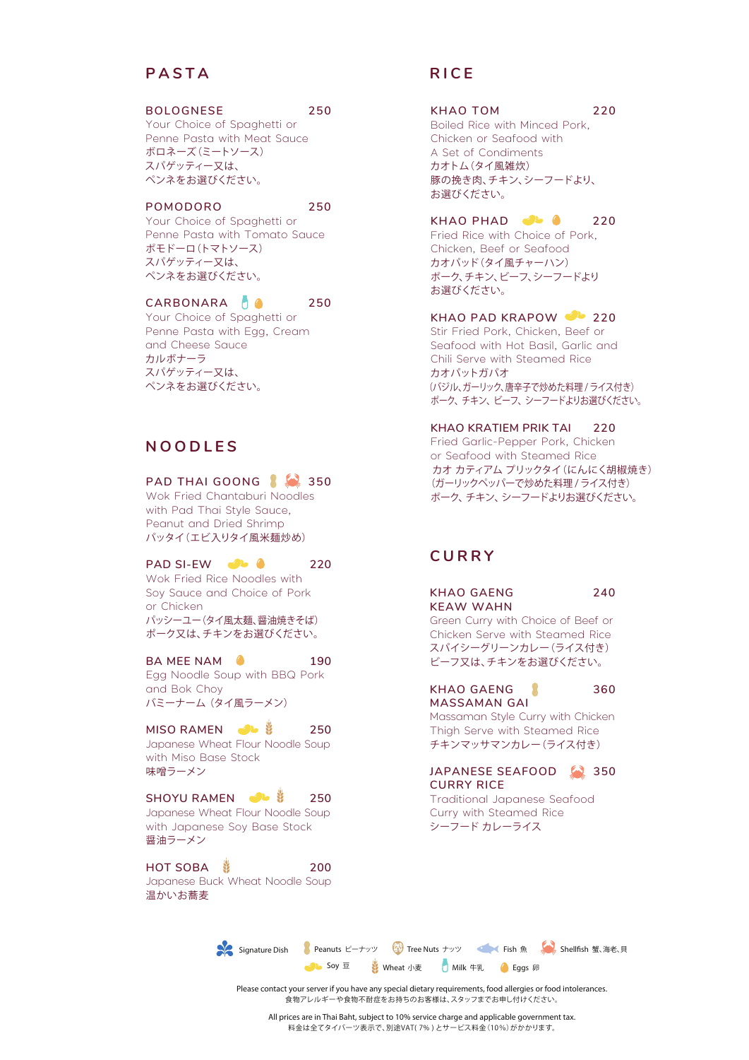## PASTA

**BOLOGNESE** 250
Your Choice of Spaghetti or Penne Pasta with Meat Sauce
ボロネーズ(ミートソース)
スパゲッティー又は、
ペンネをお選びください。

**POMODORO** 250
Your Choice of Spaghetti or Penne Pasta with Tomato Sauce
ポモドーロ(トマトソース)
スパゲッティー又は、
ペンネをお選びください。

**CARBONARA** 250
Your Choice of Spaghetti or Penne Pasta with Egg, Cream and Cheese Sauce
カルボナーラ
スパゲッティー又は、
ペンネをお選びください。

## NOODLES

**PAD THAI GOONG** 350
Wok Fried Chantaburi Noodles with Pad Thai Style Sauce, Peanut and Dried Shrimp
パッタイ(エビ入りタイ風米麺炒め)

**PAD SI-EW** 220
Wok Fried Rice Noodles with Soy Sauce and Choice of Pork or Chicken
パッシーユー(タイ風太麺、醤油焼きそば)
ポーク又は、チキンをお選びください。

**BA MEE NAM** 190
Egg Noodle Soup with BBQ Pork and Bok Choy
バミーナーム (タイ風ラーメン)

**MISO RAMEN** 250
Japanese Wheat Flour Noodle Soup with Miso Base Stock
味噌ラーメン

**SHOYU RAMEN** 250
Japanese Wheat Flour Noodle Soup with Japanese Soy Base Stock
醤油ラーメン

**HOT SOBA** 200
Japanese Buck Wheat Noodle Soup
温かいお蕎麦

## RICE

**KHAO TOM** 220
Boiled Rice with Minced Pork, Chicken or Seafood with A Set of Condiments
カオトム(タイ風雑炊)
豚の挽き肉、チキン、シーフードより、
お選びください。

**KHAO PHAD** 220
Fried Rice with Choice of Pork, Chicken, Beef or Seafood
カオパッド(タイ風チャーハン)
ポーク、チキン、ビーフ、シーフードより
お選びください。

**KHAO PAD KRAPOW** 220
Stir Fried Pork, Chicken, Beef or Seafood with Hot Basil, Garlic and Chili Serve with Steamed Rice
カオパットガパオ
(バジル、ガーリック、唐辛子で炒めた料理 / ライス付き)
ポーク、チキン、ビーフ、シーフードよりお選びください。

**KHAO KRATIEM PRIK TAI** 220
Fried Garlic-Pepper Pork, Chicken or Seafood with Steamed Rice
カオ カティアム プリックタイ(にんにく胡椒焼き)
(ガーリックペッパーで炒めた料理 / ライス付き)
ポーク、チキン、シーフードよりお選びください。

## CURRY

**KHAO GAENG KEAW WAHN** 240
Green Curry with Choice of Beef or Chicken Serve with Steamed Rice
スパイシーグリーンカレー(ライス付き)
ビーフ又は、チキンをお選びください。

**KHAO GAENG MASSAMAN GAI** 360
Massaman Style Curry with Chicken Thigh Serve with Steamed Rice
チキンマッサマンカレー(ライス付き)

**JAPANESE SEAFOOD CURRY RICE** 350
Traditional Japanese Seafood Curry with Steamed Rice
シーフード カレーライス

Signature Dish | Peanuts ピーナッツ | Tree Nuts ナッツ | Fish 魚 | Shellfish 蟹、海老、貝 | Soy 豆 | Wheat 小麦 | Milk 牛乳 | Eggs 卵

Please contact your server if you have any special dietary requirements, food allergies or food intolerances.
食物アレルギーや食物不耐症をお持ちのお客様は、スタッフまでお申し付けください。

All prices are in Thai Baht, subject to 10% service charge and applicable government tax.
料金は全てタイバーツ表示で、別途VAT( 7% )とサービス料金(10%)がかかります。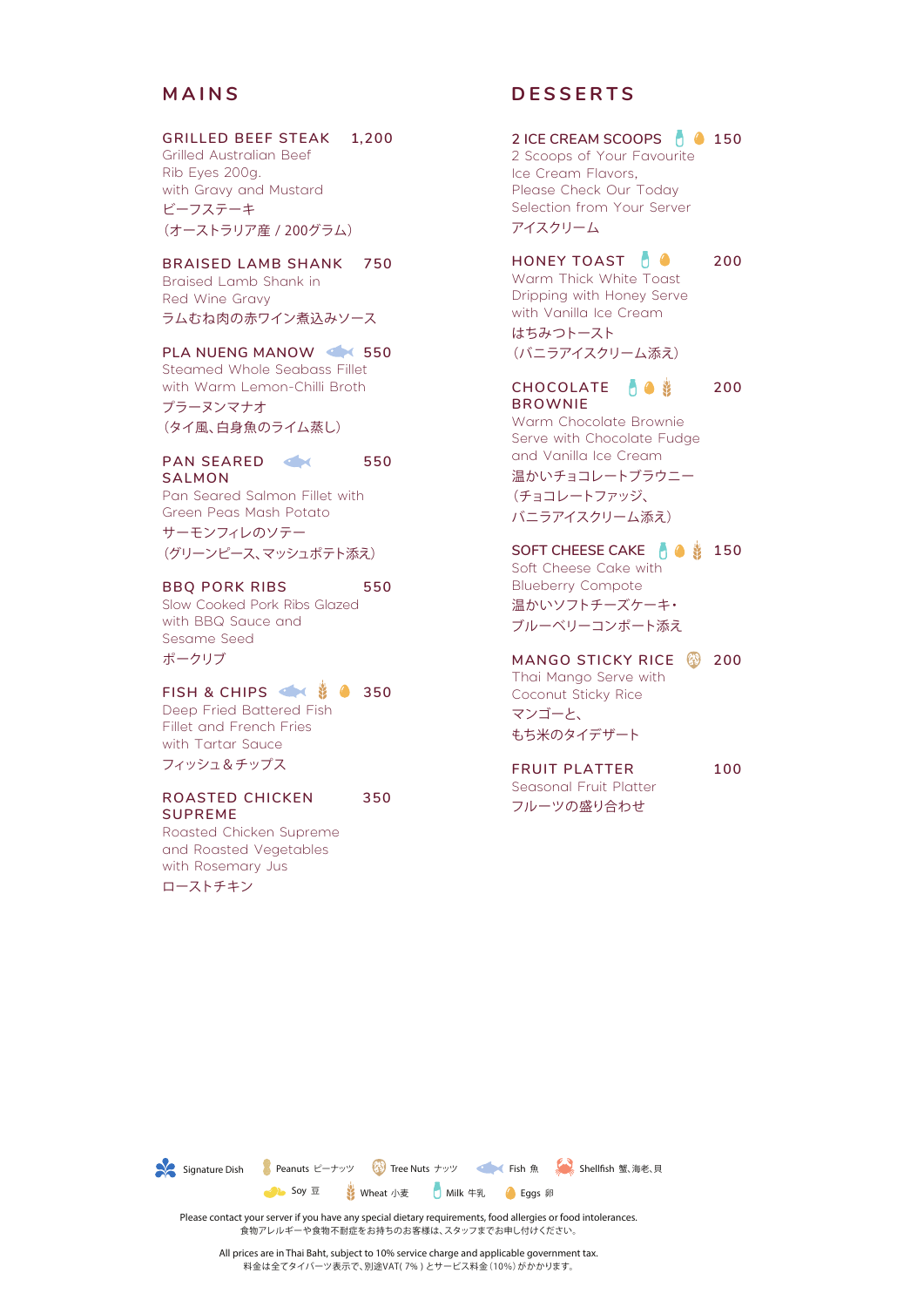## MAINS

### GRILLED BEEF STEAK 1,200
Grilled Australian Beef
Rib Eyes 200g.
with Gravy and Mustard
ビーフステーキ
（オーストラリア産 / 200グラム）

### BRAISED LAMB SHANK 750
Braised Lamb Shank in
Red Wine Gravy
ラムむね肉の赤ワイン煮込みソース

### PLA NUENG MANOW 550
Steamed Whole Seabass Fillet
with Warm Lemon-Chilli Broth
プラーヌンマナオ
（タイ風、白身魚のライム蒸し）

### PAN SEARED SALMON 550
Pan Seared Salmon Fillet with
Green Peas Mash Potato
サーモンフィレのソテー
（グリーンピース、マッシュポテト添え）

### BBQ PORK RIBS 550
Slow Cooked Pork Ribs Glazed
with BBQ Sauce and
Sesame Seed
ポークリブ

### FISH & CHIPS 350
Deep Fried Battered Fish
Fillet and French Fries
with Tartar Sauce
フィッシュ＆チップス

### ROASTED CHICKEN SUPREME 350
Roasted Chicken Supreme
and Roasted Vegetables
with Rosemary Jus
ローストチキン

## DESSERTS

### 2 ICE CREAM SCOOPS 150
2 Scoops of Your Favourite
Ice Cream Flavors,
Please Check Our Today
Selection from Your Server
アイスクリーム

### HONEY TOAST 200
Warm Thick White Toast
Dripping with Honey Serve
with Vanilla Ice Cream
はちみつトースト
（バニラアイスクリーム添え）

### CHOCOLATE BROWNIE 200
Warm Chocolate Brownie
Serve with Chocolate Fudge
and Vanilla Ice Cream
温かいチョコレートブラウニー
（チョコレートファッジ、
バニラアイスクリーム添え）

### SOFT CHEESE CAKE 150
Soft Cheese Cake with
Blueberry Compote
温かいソフトチーズケーキ・
ブルーベリーコンポート添え

### MANGO STICKY RICE 200
Thai Mango Serve with
Coconut Sticky Rice
マンゴーと、
もち米のタイデザート

### FRUIT PLATTER 100
Seasonal Fruit Platter
フルーツの盛り合わせ

Signature Dish　Peanuts ピーナッツ　Tree Nuts ナッツ　Fish 魚　Shellfish 蟹､海老､貝
Soy 豆　Wheat 小麦　Milk 牛乳　Eggs 卵

Please contact your server if you have any special dietary requirements, food allergies or food intolerances.
食物アレルギーや食物不耐症をお持ちのお客様は、スタッフまでお申し付けください。

All prices are in Thai Baht, subject to 10% service charge and applicable government tax.
料金は全てタイバーツ表示で、別途VAT( 7% ) とサービス料金（10%）がかかります。